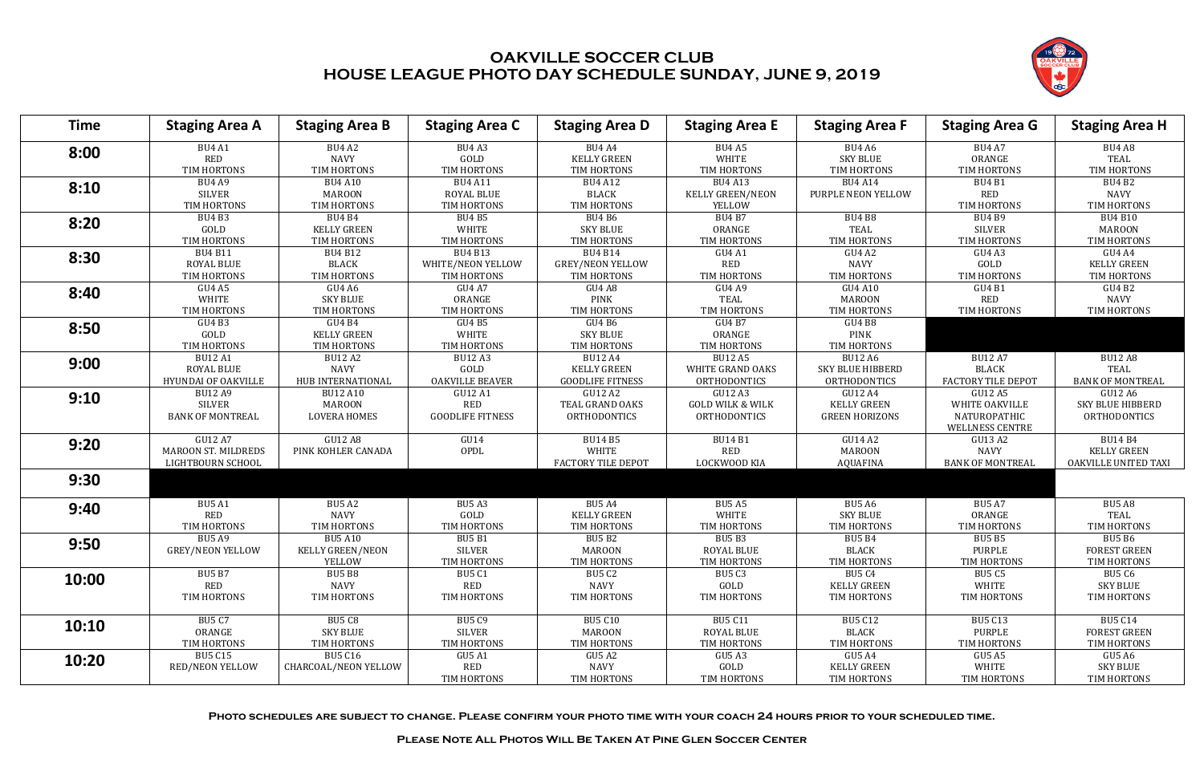# OAKVILLE SOCCER CLUB
## HOUSE LEAGUE PHOTO DAY SCHEDULE SUNDAY, JUNE 9, 2019

| Time | Staging Area A | Staging Area B | Staging Area C | Staging Area D | Staging Area E | Staging Area F | Staging Area G | Staging Area H |
|---|---|---|---|---|---|---|---|---|
| 8:00 | BU4 A1 RED TIM HORTONS | BU4 A2 NAVY TIM HORTONS | BU4 A3 GOLD TIM HORTONS | BU4 A4 KELLY GREEN TIM HORTONS | BU4 A5 WHITE TIM HORTONS | BU4 A6 SKY BLUE TIM HORTONS | BU4 A7 ORANGE TIM HORTONS | BU4 A8 TEAL TIM HORTONS |
| 8:10 | BU4 A9 SILVER TIM HORTONS | BU4 A10 MAROON TIM HORTONS | BU4 A11 ROYAL BLUE TIM HORTONS | BU4 A12 BLACK TIM HORTONS | BU4 A13 KELLY GREEN/NEON YELLOW | BU4 A14 PURPLE NEON YELLOW | BU4 B1 RED TIM HORTONS | BU4 B2 NAVY TIM HORTONS |
| 8:20 | BU4 B3 GOLD TIM HORTONS | BU4 B4 KELLY GREEN TIM HORTONS | BU4 B5 WHITE TIM HORTONS | BU4 B6 SKY BLUE TIM HORTONS | BU4 B7 ORANGE TIM HORTONS | BU4 B8 TEAL TIM HORTONS | BU4 B9 SILVER TIM HORTONS | BU4 B10 MAROON TIM HORTONS |
| 8:30 | BU4 B11 ROYAL BLUE TIM HORTONS | BU4 B12 BLACK TIM HORTONS | BU4 B13 WHITE/NEON YELLOW TIM HORTONS | BU4 B14 GREY/NEON YELLOW TIM HORTONS | GU4 A1 RED TIM HORTONS | GU4 A2 NAVY TIM HORTONS | GU4 A3 GOLD TIM HORTONS | GU4 A4 KELLY GREEN TIM HORTONS |
| 8:40 | GU4 A5 WHITE TIM HORTONS | GU4 A6 SKY BLUE TIM HORTONS | GU4 A7 ORANGE TIM HORTONS | GU4 A8 PINK TIM HORTONS | GU4 A9 TEAL TIM HORTONS | GU4 A10 MAROON TIM HORTONS | GU4 B1 RED TIM HORTONS | GU4 B2 NAVY TIM HORTONS |
| 8:50 | GU4 B3 GOLD TIM HORTONS | GU4 B4 KELLY GREEN TIM HORTONS | GU4 B5 WHITE TIM HORTONS | GU4 B6 SKY BLUE TIM HORTONS | GU4 B7 ORANGE TIM HORTONS | GU4 B8 PINK TIM HORTONS | | |
| 9:00 | BU12 A1 ROYAL BLUE HYUNDAI OF OAKVILLE | BU12 A2 NAVY HUB INTERNATIONAL | BU12 A3 GOLD OAKVILLE BEAVER | BU12 A4 KELLY GREEN GOODLIFE FITNESS | BU12 A5 WHITE GRAND OAKS ORTHODONTICS | BU12 A6 SKY BLUE HIBBERD ORTHODONTICS | BU12 A7 BLACK FACTORY TILE DEPOT | BU12 A8 TEAL BANK OF MONTREAL |
| 9:10 | BU12 A9 SILVER BANK OF MONTREAL | BU12 A10 MAROON LOVERA HOMES | GU12 A1 RED GOODLIFE FITNESS | GU12 A2 TEAL GRAND OAKS ORTHODONTICS | GU12 A3 GOLD WILK & WILK ORTHODONTICS | GU12 A4 KELLY GREEN GREEN HORIZONS | GU12 A5 WHITE OAKVILLE NATUROPATHIC WELLNESS CENTRE | GU12 A6 SKY BLUE HIBBERD ORTHODONTICS |
| 9:20 | GU12 A7 MAROON ST. MILDREDS LIGHTBOURN SCHOOL | GU12 A8 PINK KOHLER CANADA | GU14 OPDL | BU14 B5 WHITE FACTORY TILE DEPOT | BU14 B1 RED LOCKWOOD KIA | GU14 A2 MAROON AQUAFINA | GU13 A2 NAVY BANK OF MONTREAL | BU14 B4 KELLY GREEN OAKVILLE UNITED TAXI |
| 9:30 | | | | | | | | |
| 9:40 | BU5 A1 RED TIM HORTONS | BU5 A2 NAVY TIM HORTONS | BU5 A3 GOLD TIM HORTONS | BU5 A4 KELLY GREEN TIM HORTONS | BU5 A5 WHITE TIM HORTONS | BU5 A6 SKY BLUE TIM HORTONS | BU5 A7 ORANGE TIM HORTONS | BU5 A8 TEAL TIM HORTONS |
| 9:50 | BU5 A9 GREY/NEON YELLOW | BU5 A10 KELLY GREEN/NEON YELLOW | BU5 B1 SILVER TIM HORTONS | BU5 B2 MAROON TIM HORTONS | BU5 B3 ROYAL BLUE TIM HORTONS | BU5 B4 BLACK TIM HORTONS | BU5 B5 PURPLE TIM HORTONS | BU5 B6 FOREST GREEN TIM HORTONS |
| 10:00 | BU5 B7 RED TIM HORTONS | BU5 B8 NAVY TIM HORTONS | BU5 C1 RED TIM HORTONS | BU5 C2 NAVY TIM HORTONS | BU5 C3 GOLD TIM HORTONS | BU5 C4 KELLY GREEN TIM HORTONS | BU5 C5 WHITE TIM HORTONS | BU5 C6 SKY BLUE TIM HORTONS |
| 10:10 | BU5 C7 ORANGE TIM HORTONS | BU5 C8 SKY BLUE TIM HORTONS | BU5 C9 SILVER TIM HORTONS | BU5 C10 MAROON TIM HORTONS | BU5 C11 ROYAL BLUE TIM HORTONS | BU5 C12 BLACK TIM HORTONS | BU5 C13 PURPLE TIM HORTONS | BU5 C14 FOREST GREEN TIM HORTONS |
| 10:20 | BU5 C15 RED/NEON YELLOW | BU5 C16 CHARCOAL/NEON YELLOW | GU5 A1 RED TIM HORTONS | GU5 A2 NAVY TIM HORTONS | GU5 A3 GOLD TIM HORTONS | GU5 A4 KELLY GREEN TIM HORTONS | GU5 A5 WHITE TIM HORTONS | GU5 A6 SKY BLUE TIM HORTONS |

**Photo schedules are subject to change. Please confirm your photo time with your coach 24 hours prior to your scheduled time.**

**Please Note All Photos Will Be Taken At Pine Glen Soccer Center**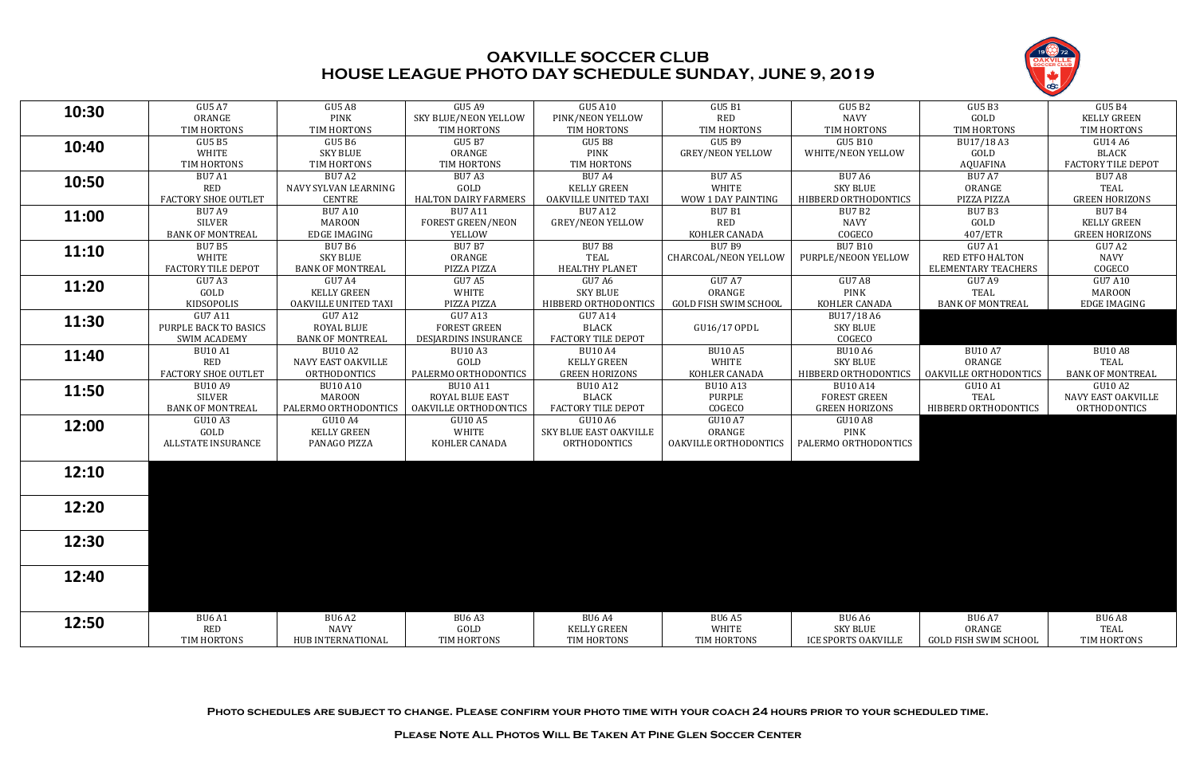# OAKVILLE SOCCER CLUB
## HOUSE LEAGUE PHOTO DAY SCHEDULE SUNDAY, JUNE 9, 2019

| Time | | | | | | | | |
|---|---|---|---|---|---|---|---|---|
| 10:30 | GU5 A7<br>ORANGE<br>TIM HORTONS | GU5 A8<br>PINK<br>TIM HORTONS | GU5 A9<br>SKY BLUE/NEON YELLOW<br>TIM HORTONS | GU5 A10<br>PINK/NEON YELLOW<br>TIM HORTONS | GU5 B1<br>RED<br>TIM HORTONS | GU5 B2<br>NAVY<br>TIM HORTONS | GU5 B3<br>GOLD<br>TIM HORTONS | GU5 B4<br>KELLY GREEN<br>TIM HORTONS |
| 10:40 | GU5 B5<br>WHITE<br>TIM HORTONS | GU5 B6<br>SKY BLUE<br>TIM HORTONS | GU5 B7<br>ORANGE<br>TIM HORTONS | GU5 B8<br>PINK<br>TIM HORTONS | GU5 B9<br>GREY/NEON YELLOW | GU5 B10<br>WHITE/NEON YELLOW | BU17/18 A3<br>GOLD<br>AQUAFINA | GU14 A6<br>BLACK<br>FACTORY TILE DEPOT |
| 10:50 | BU7 A1<br>RED<br>FACTORY SHOE OUTLET | BU7 A2<br>NAVY SYLVAN LEARNING<br>CENTRE | BU7 A3<br>GOLD<br>HALTON DAIRY FARMERS | BU7 A4<br>KELLY GREEN<br>OAKVILLE UNITED TAXI | BU7 A5<br>WHITE<br>WOW 1 DAY PAINTING | BU7 A6<br>SKY BLUE<br>HIBBERD ORTHODONTICS | BU7 A7<br>ORANGE<br>PIZZA PIZZA | BU7 A8<br>TEAL<br>GREEN HORIZONS |
| 11:00 | BU7 A9<br>SILVER<br>BANK OF MONTREAL | BU7 A10<br>MAROON<br>EDGE IMAGING | BU7 A11<br>FOREST GREEN/NEON<br>YELLOW | BU7 A12<br>GREY/NEON YELLOW | BU7 B1<br>RED<br>KOHLER CANADA | BU7 B2<br>NAVY<br>COGECO | BU7 B3<br>GOLD<br>407/ETR | BU7 B4<br>KELLY GREEN<br>GREEN HORIZONS |
| 11:10 | BU7 B5<br>WHITE<br>FACTORY TILE DEPOT | BU7 B6<br>SKY BLUE<br>BANK OF MONTREAL | BU7 B7<br>ORANGE<br>PIZZA PIZZA | BU7 B8<br>TEAL<br>HEALTHY PLANET | BU7 B9<br>CHARCOAL/NEON YELLOW | BU7 B10<br>PURPLE/NEOON YELLOW | GU7 A1<br>RED ETFO HALTON<br>ELEMENTARY TEACHERS | GU7 A2<br>NAVY<br>COGECO |
| 11:20 | GU7 A3<br>GOLD<br>KIDSOPOLIS | GU7 A4<br>KELLY GREEN<br>OAKVILLE UNITED TAXI | GU7 A5<br>WHITE<br>PIZZA PIZZA | GU7 A6<br>SKY BLUE<br>HIBBERD ORTHODONTICS | GU7 A7<br>ORANGE<br>GOLD FISH SWIM SCHOOL | GU7 A8<br>PINK<br>KOHLER CANADA | GU7 A9<br>TEAL<br>BANK OF MONTREAL | GU7 A10<br>MAROON<br>EDGE IMAGING |
| 11:30 | GU7 A11<br>PURPLE BACK TO BASICS<br>SWIM ACADEMY | GU7 A12<br>ROYAL BLUE<br>BANK OF MONTREAL | GU7 A13<br>FOREST GREEN<br>DESJARDINS INSURANCE | GU7 A14<br>BLACK<br>FACTORY TILE DEPOT | GU16/17 OPDL | BU17/18 A6<br>SKY BLUE<br>COGECO | | |
| 11:40 | BU10 A1<br>RED<br>FACTORY SHOE OUTLET | BU10 A2<br>NAVY EAST OAKVILLE<br>ORTHODONTICS | BU10 A3<br>GOLD<br>PALERMO ORTHODONTICS | BU10 A4<br>KELLY GREEN<br>GREEN HORIZONS | BU10 A5<br>WHITE<br>KOHLER CANADA | BU10 A6<br>SKY BLUE<br>HIBBERD ORTHODONTICS | BU10 A7<br>ORANGE<br>OAKVILLE ORTHODONTICS | BU10 A8<br>TEAL<br>BANK OF MONTREAL |
| 11:50 | BU10 A9<br>SILVER<br>BANK OF MONTREAL | BU10 A10<br>MAROON<br>PALERMO ORTHODONTICS | BU10 A11<br>ROYAL BLUE EAST<br>OAKVILLE ORTHODONTICS | BU10 A12<br>BLACK<br>FACTORY TILE DEPOT | BU10 A13<br>PURPLE<br>COGECO | BU10 A14<br>FOREST GREEN<br>GREEN HORIZONS | GU10 A1<br>TEAL<br>HIBBERD ORTHODONTICS | GU10 A2<br>NAVY EAST OAKVILLE<br>ORTHODONTICS |
| 12:00 | GU10 A3<br>GOLD<br>ALLSTATE INSURANCE | GU10 A4<br>KELLY GREEN<br>PANAGO PIZZA | GU10 A5<br>WHITE<br>KOHLER CANADA | GU10 A6<br>SKY BLUE EAST OAKVILLE<br>ORTHODONTICS | GU10 A7<br>ORANGE<br>OAKVILLE ORTHODONTICS | GU10 A8<br>PINK<br>PALERMO ORTHODONTICS | | |
| 12:10 | | | | | | | | |
| 12:20 | | | | | | | | |
| 12:30 | | | | | | | | |
| 12:40 | | | | | | | | |
| 12:50 | BU6 A1<br>RED<br>TIM HORTONS | BU6 A2<br>NAVY<br>HUB INTERNATIONAL | BU6 A3<br>GOLD<br>TIM HORTONS | BU6 A4<br>KELLY GREEN<br>TIM HORTONS | BU6 A5<br>WHITE<br>TIM HORTONS | BU6 A6<br>SKY BLUE<br>ICE SPORTS OAKVILLE | BU6 A7<br>ORANGE<br>GOLD FISH SWIM SCHOOL | BU6 A8<br>TEAL<br>TIM HORTONS |

**Photo schedules are subject to change. Please confirm your photo time with your coach 24 hours prior to your scheduled time.**

**Please Note All Photos Will Be Taken At Pine Glen Soccer Center**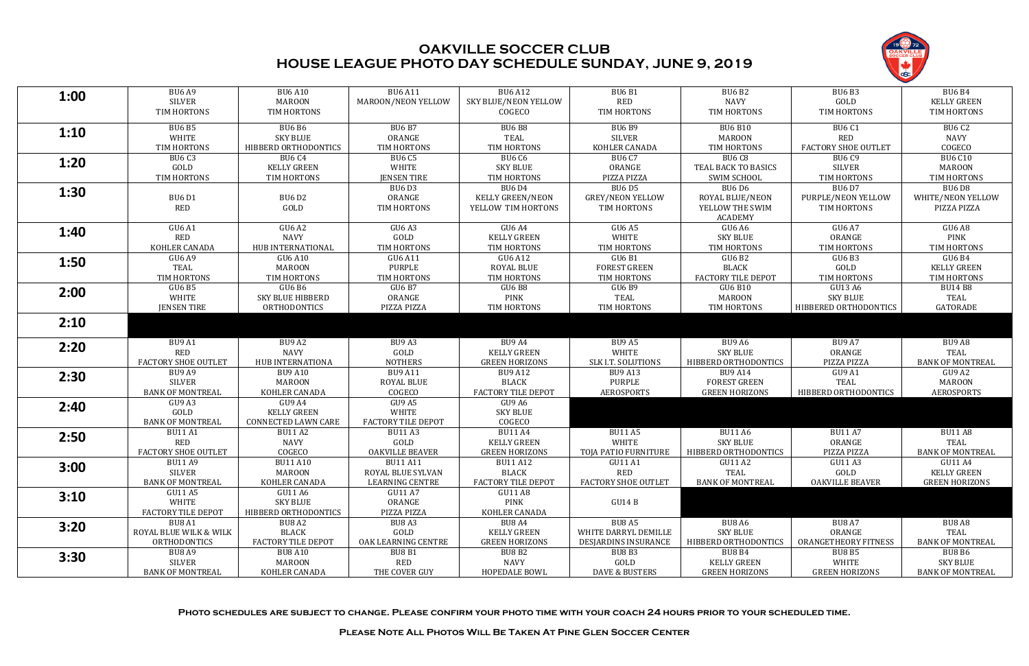# OAKVILLE SOCCER CLUB
## HOUSE LEAGUE PHOTO DAY SCHEDULE SUNDAY, JUNE 9, 2019

| Time | | | | | | | | |
|---|---|---|---|---|---|---|---|---|
| 1:00 | BU6 A9 SILVER TIM HORTONS | BU6 A10 MAROON TIM HORTONS | BU6 A11 MAROON/NEON YELLOW | BU6 A12 SKY BLUE/NEON YELLOW COGECO | BU6 B1 RED TIM HORTONS | BU6 B2 NAVY TIM HORTONS | BU6 B3 GOLD TIM HORTONS | BU6 B4 KELLY GREEN TIM HORTONS |
| 1:10 | BU6 B5 WHITE TIM HORTONS | BU6 B6 SKY BLUE HIBBERD ORTHODONTICS | BU6 B7 ORANGE TIM HORTONS | BU6 B8 TEAL TIM HORTONS | BU6 B9 SILVER KOHLER CANADA | BU6 B10 MAROON TIM HORTONS | BU6 C1 RED FACTORY SHOE OUTLET | BU6 C2 NAVY COGECO |
| 1:20 | BU6 C3 GOLD TIM HORTONS | BU6 C4 KELLY GREEN TIM HORTONS | BU6 C5 WHITE JENSEN TIRE | BU6 C6 SKY BLUE TIM HORTONS | BU6 C7 ORANGE PIZZA PIZZA | BU6 C8 TEAL BACK TO BASICS SWIM SCHOOL | BU6 C9 SILVER TIM HORTONS | BU6 C10 MAROON TIM HORTONS |
| 1:30 | BU6 D1 RED | BU6 D2 GOLD | BU6 D3 ORANGE TIM HORTONS | BU6 D4 KELLY GREEN/NEON YELLOW TIM HORTONS | BU6 D5 GREY/NEON YELLOW TIM HORTONS | BU6 D6 ROYAL BLUE/NEON YELLOW THE SWIM ACADEMY | BU6 D7 PURPLE/NEON YELLOW TIM HORTONS | BU6 D8 WHITE/NEON YELLOW PIZZA PIZZA |
| 1:40 | GU6 A1 RED KOHLER CANADA | GU6 A2 NAVY HUB INTERNATIONAL | GU6 A3 GOLD TIM HORTONS | GU6 A4 KELLY GREEN TIM HORTONS | GU6 A5 WHITE TIM HORTONS | GU6 A6 SKY BLUE TIM HORTONS | GU6 A7 ORANGE TIM HORTONS | GU6 A8 PINK TIM HORTONS |
| 1:50 | GU6 A9 TEAL TIM HORTONS | GU6 A10 MAROON TIM HORTONS | GU6 A11 PURPLE TIM HORTONS | GU6 A12 ROYAL BLUE TIM HORTONS | GU6 B1 FOREST GREEN TIM HORTONS | GU6 B2 BLACK FACTORY TILE DEPOT | GU6 B3 GOLD TIM HORTONS | GU6 B4 KELLY GREEN TIM HORTONS |
| 2:00 | GU6 B5 WHITE JENSEN TIRE | GU6 B6 SKY BLUE HIBBERD ORTHODONTICS | GU6 B7 ORANGE PIZZA PIZZA | GU6 B8 PINK TIM HORTONS | GU6 B9 TEAL TIM HORTONS | GU6 B10 MAROON TIM HORTONS | GU13 A6 SKY BLUE HIBBERED ORTHODONTICS | BU14 B8 TEAL GATORADE |
| 2:10 | | | | | | | | |
| 2:20 | BU9 A1 RED FACTORY SHOE OUTLET | BU9 A2 NAVY HUB INTERNATIONA | BU9 A3 GOLD NOTHERS | BU9 A4 KELLY GREEN GREEN HORIZONS | BU9 A5 WHITE SLK I.T. SOLUTIONS | BU9 A6 SKY BLUE HIBBERD ORTHODONTICS | BU9 A7 ORANGE PIZZA PIZZA | BU9 A8 TEAL BANK OF MONTREAL |
| 2:30 | BU9 A9 SILVER BANK OF MONTREAL | BU9 A10 MAROON KOHLER CANADA | BU9 A11 ROYAL BLUE COGECO | BU9 A12 BLACK FACTORY TILE DEPOT | BU9 A13 PURPLE AEROSPORTS | BU9 A14 FOREST GREEN GREEN HORIZONS | GU9 A1 TEAL HIBBERD ORTHODONTICS | GU9 A2 MAROON AEROSPORTS |
| 2:40 | GU9 A3 GOLD BANK OF MONTREAL | GU9 A4 KELLY GREEN CONNECTED LAWN CARE | GU9 A5 WHITE FACTORY TILE DEPOT | GU9 A6 SKY BLUE COGECO | | | | |
| 2:50 | BU11 A1 RED FACTORY SHOE OUTLET | BU11 A2 NAVY COGECO | BU11 A3 GOLD OAKVILLE BEAVER | BU11 A4 KELLY GREEN GREEN HORIZONS | BU11 A5 WHITE TOJA PATIO FURNITURE | BU11 A6 SKY BLUE HIBBERD ORTHODONTICS | BU11 A7 ORANGE PIZZA PIZZA | BU11 A8 TEAL BANK OF MONTREAL |
| 3:00 | BU11 A9 SILVER BANK OF MONTREAL | BU11 A10 MAROON KOHLER CANADA | BU11 A11 ROYAL BLUE SYLVAN LEARNING CENTRE | BU11 A12 BLACK FACTORY TILE DEPOT | GU11 A1 RED FACTORY SHOE OUTLET | GU11 A2 TEAL BANK OF MONTREAL | GU11 A3 GOLD OAKVILLE BEAVER | GU11 A4 KELLY GREEN GREEN HORIZONS |
| 3:10 | GU11 A5 WHITE FACTORY TILE DEPOT | GU11 A6 SKY BLUE HIBBERD ORTHODONTICS | GU11 A7 ORANGE PIZZA PIZZA | GU11 A8 PINK KOHLER CANADA | GU14 B | | | |
| 3:20 | BU8 A1 ROYAL BLUE WILK & WILK ORTHODONTICS | BU8 A2 BLACK FACTORY TILE DEPOT | BU8 A3 GOLD OAK LEARNING CENTRE | BU8 A4 KELLY GREEN GREEN HORIZONS | BU8 A5 WHITE DARRYL DEMILLE DESJARDINS INSURANCE | BU8 A6 SKY BLUE HIBBERD ORTHODONTICS | BU8 A7 ORANGE ORANGETHEORY FITNESS | BU8 A8 TEAL BANK OF MONTREAL |
| 3:30 | BU8 A9 SILVER BANK OF MONTREAL | BU8 A10 MAROON KOHLER CANADA | BU8 B1 RED THE COVER GUY | BU8 B2 NAVY HOPEDALE BOWL | BU8 B3 GOLD DAVE & BUSTERS | BU8 B4 KELLY GREEN GREEN HORIZONS | BU8 B5 WHITE GREEN HORIZONS | BU8 B6 SKY BLUE BANK OF MONTREAL |

**Photo schedules are subject to change. Please confirm your photo time with your coach 24 hours prior to your scheduled time.**

**Please Note All Photos Will Be Taken At Pine Glen Soccer Center**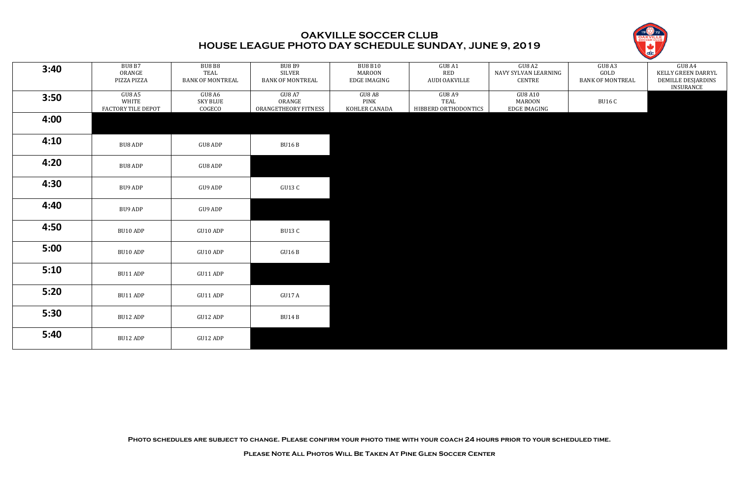# OAKVILLE SOCCER CLUB
## HOUSE LEAGUE PHOTO DAY SCHEDULE SUNDAY, JUNE 9, 2019

| | | | | | | | | |
|---|---|---|---|---|---|---|---|---|
| **3:40** | BU8 B7 ORANGE PIZZA PIZZA | BU8 B8 TEAL BANK OF MONTREAL | BU8 B9 SILVER BANK OF MONTREAL | BU8 B10 MAROON EDGE IMAGING | GU8 A1 RED AUDI OAKVILLE | GU8 A2 NAVY SYLVAN LEARNING CENTRE | GU8 A3 GOLD BANK OF MONTREAL | GU8 A4 KELLY GREEN DARRYL DEMILLE DESJARDINS INSURANCE |
| **3:50** | GU8 A5 WHITE FACTORY TILE DEPOT | GU8 A6 SKY BLUE COGECO | GU8 A7 ORANGE ORANGETHEORY FITNESS | GU8 A8 PINK KOHLER CANADA | GU8 A9 TEAL HIBBERD ORTHODONTICS | GU8 A10 MAROON EDGE IMAGING | BU16 C | |
| **4:00** | | | | | | | | |
| **4:10** | BU8 ADP | GU8 ADP | BU16 B | | | | | |
| **4:20** | BU8 ADP | GU8 ADP | | | | | | |
| **4:30** | BU9 ADP | GU9 ADP | GU13 C | | | | | |
| **4:40** | BU9 ADP | GU9 ADP | | | | | | |
| **4:50** | BU10 ADP | GU10 ADP | BU13 C | | | | | |
| **5:00** | BU10 ADP | GU10 ADP | GU16 B | | | | | |
| **5:10** | BU11 ADP | GU11 ADP | | | | | | |
| **5:20** | BU11 ADP | GU11 ADP | GU17 A | | | | | |
| **5:30** | BU12 ADP | GU12 ADP | BU14 B | | | | | |
| **5:40** | BU12 ADP | GU12 ADP | | | | | | |

**Photo schedules are subject to change. Please confirm your photo time with your coach 24 hours prior to your scheduled time.**

**Please Note All Photos Will Be Taken At Pine Glen Soccer Center**